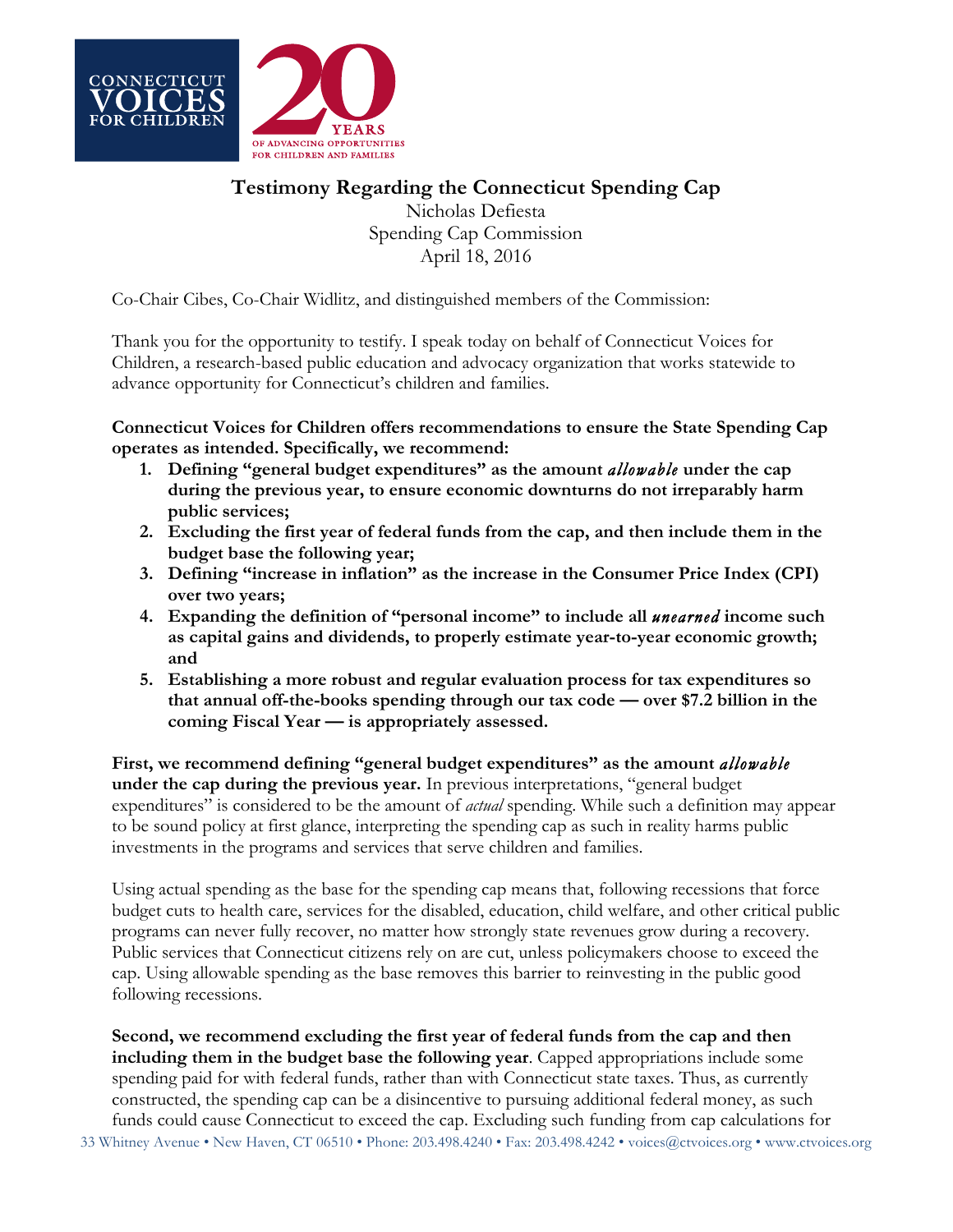# Testimony Regarding the Connecticut Spending Cap

Nicholas Defiesta
Spending Cap Commission
April 18, 2016

Co-Chair Cibes, Co-Chair Widlitz, and distinguished members of the Commission:

Thank you for the opportunity to testify. I speak today on behalf of Connecticut Voices for Children, a research-based public education and advocacy organization that works statewide to advance opportunity for Connecticut's children and families.

**Connecticut Voices for Children offers recommendations to ensure the State Spending Cap operates as intended. Specifically, we recommend:**

1. **Defining "general budget expenditures" as the amount *allowable* under the cap during the previous year, to ensure economic downturns do not irreparably harm public services;**
2. **Excluding the first year of federal funds from the cap, and then include them in the budget base the following year;**
3. **Defining "increase in inflation" as the increase in the Consumer Price Index (CPI) over two years;**
4. **Expanding the definition of "personal income" to include all *unearned* income such as capital gains and dividends, to properly estimate year-to-year economic growth; and**
5. **Establishing a more robust and regular evaluation process for tax expenditures so that annual off-the-books spending through our tax code — over $7.2 billion in the coming Fiscal Year — is appropriately assessed.**

**First, we recommend defining "general budget expenditures" as the amount *allowable* under the cap during the previous year.** In previous interpretations, "general budget expenditures" is considered to be the amount of *actual* spending. While such a definition may appear to be sound policy at first glance, interpreting the spending cap as such in reality harms public investments in the programs and services that serve children and families.

Using actual spending as the base for the spending cap means that, following recessions that force budget cuts to health care, services for the disabled, education, child welfare, and other critical public programs can never fully recover, no matter how strongly state revenues grow during a recovery. Public services that Connecticut citizens rely on are cut, unless policymakers choose to exceed the cap. Using allowable spending as the base removes this barrier to reinvesting in the public good following recessions.

**Second, we recommend excluding the first year of federal funds from the cap and then including them in the budget base the following year**. Capped appropriations include some spending paid for with federal funds, rather than with Connecticut state taxes. Thus, as currently constructed, the spending cap can be a disincentive to pursuing additional federal money, as such funds could cause Connecticut to exceed the cap. Excluding such funding from cap calculations for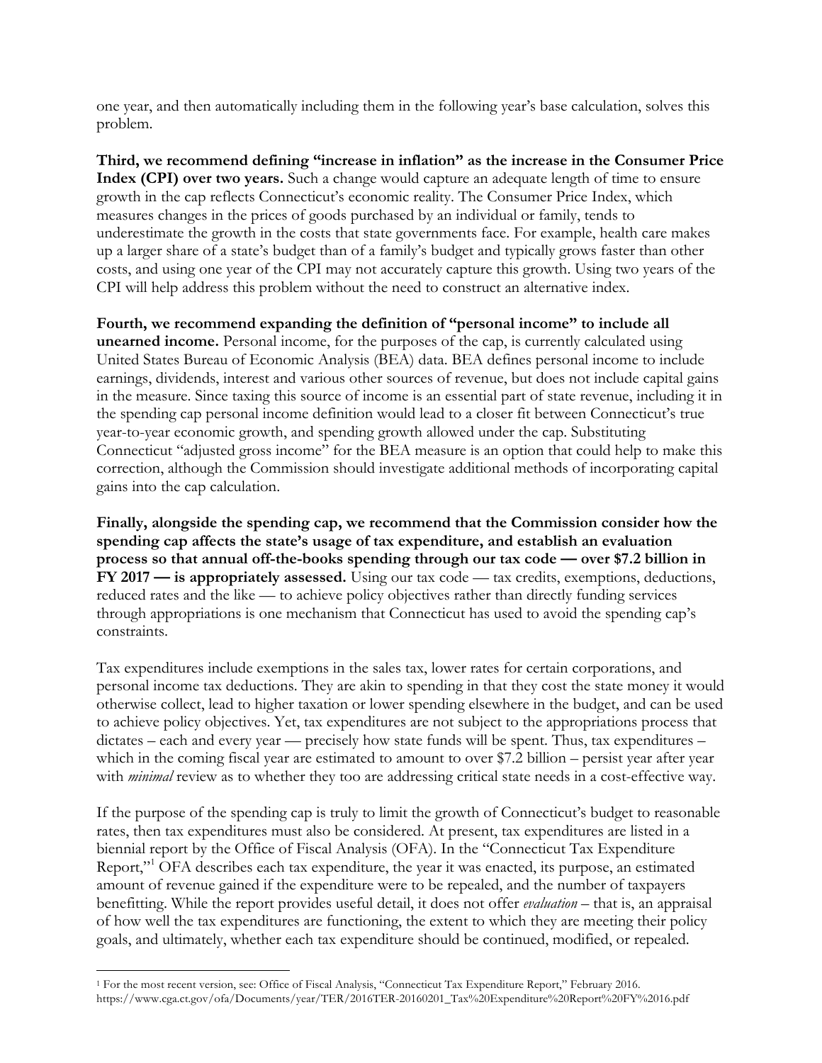one year, and then automatically including them in the following year's base calculation, solves this problem.

**Third, we recommend defining "increase in inflation" as the increase in the Consumer Price Index (CPI) over two years.** Such a change would capture an adequate length of time to ensure growth in the cap reflects Connecticut's economic reality. The Consumer Price Index, which measures changes in the prices of goods purchased by an individual or family, tends to underestimate the growth in the costs that state governments face. For example, health care makes up a larger share of a state's budget than of a family's budget and typically grows faster than other costs, and using one year of the CPI may not accurately capture this growth. Using two years of the CPI will help address this problem without the need to construct an alternative index.

**Fourth, we recommend expanding the definition of "personal income" to include all unearned income.** Personal income, for the purposes of the cap, is currently calculated using United States Bureau of Economic Analysis (BEA) data. BEA defines personal income to include earnings, dividends, interest and various other sources of revenue, but does not include capital gains in the measure. Since taxing this source of income is an essential part of state revenue, including it in the spending cap personal income definition would lead to a closer fit between Connecticut's true year-to-year economic growth, and spending growth allowed under the cap. Substituting Connecticut "adjusted gross income" for the BEA measure is an option that could help to make this correction, although the Commission should investigate additional methods of incorporating capital gains into the cap calculation.

**Finally, alongside the spending cap, we recommend that the Commission consider how the spending cap affects the state's usage of tax expenditure, and establish an evaluation process so that annual off-the-books spending through our tax code — over $7.2 billion in FY 2017 — is appropriately assessed.** Using our tax code — tax credits, exemptions, deductions, reduced rates and the like — to achieve policy objectives rather than directly funding services through appropriations is one mechanism that Connecticut has used to avoid the spending cap's constraints.

Tax expenditures include exemptions in the sales tax, lower rates for certain corporations, and personal income tax deductions. They are akin to spending in that they cost the state money it would otherwise collect, lead to higher taxation or lower spending elsewhere in the budget, and can be used to achieve policy objectives. Yet, tax expenditures are not subject to the appropriations process that dictates – each and every year — precisely how state funds will be spent. Thus, tax expenditures – which in the coming fiscal year are estimated to amount to over $7.2 billion – persist year after year with *minimal* review as to whether they too are addressing critical state needs in a cost-effective way.

If the purpose of the spending cap is truly to limit the growth of Connecticut's budget to reasonable rates, then tax expenditures must also be considered. At present, tax expenditures are listed in a biennial report by the Office of Fiscal Analysis (OFA). In the "Connecticut Tax Expenditure Report,"[1] OFA describes each tax expenditure, the year it was enacted, its purpose, an estimated amount of revenue gained if the expenditure were to be repealed, and the number of taxpayers benefitting. While the report provides useful detail, it does not offer *evaluation* – that is, an appraisal of how well the tax expenditures are functioning, the extent to which they are meeting their policy goals, and ultimately, whether each tax expenditure should be continued, modified, or repealed.

---

[1] For the most recent version, see: Office of Fiscal Analysis, "Connecticut Tax Expenditure Report," February 2016. https://www.cga.ct.gov/ofa/Documents/year/TER/2016TER-20160201_Tax%20Expenditure%20Report%20FY%2016.pdf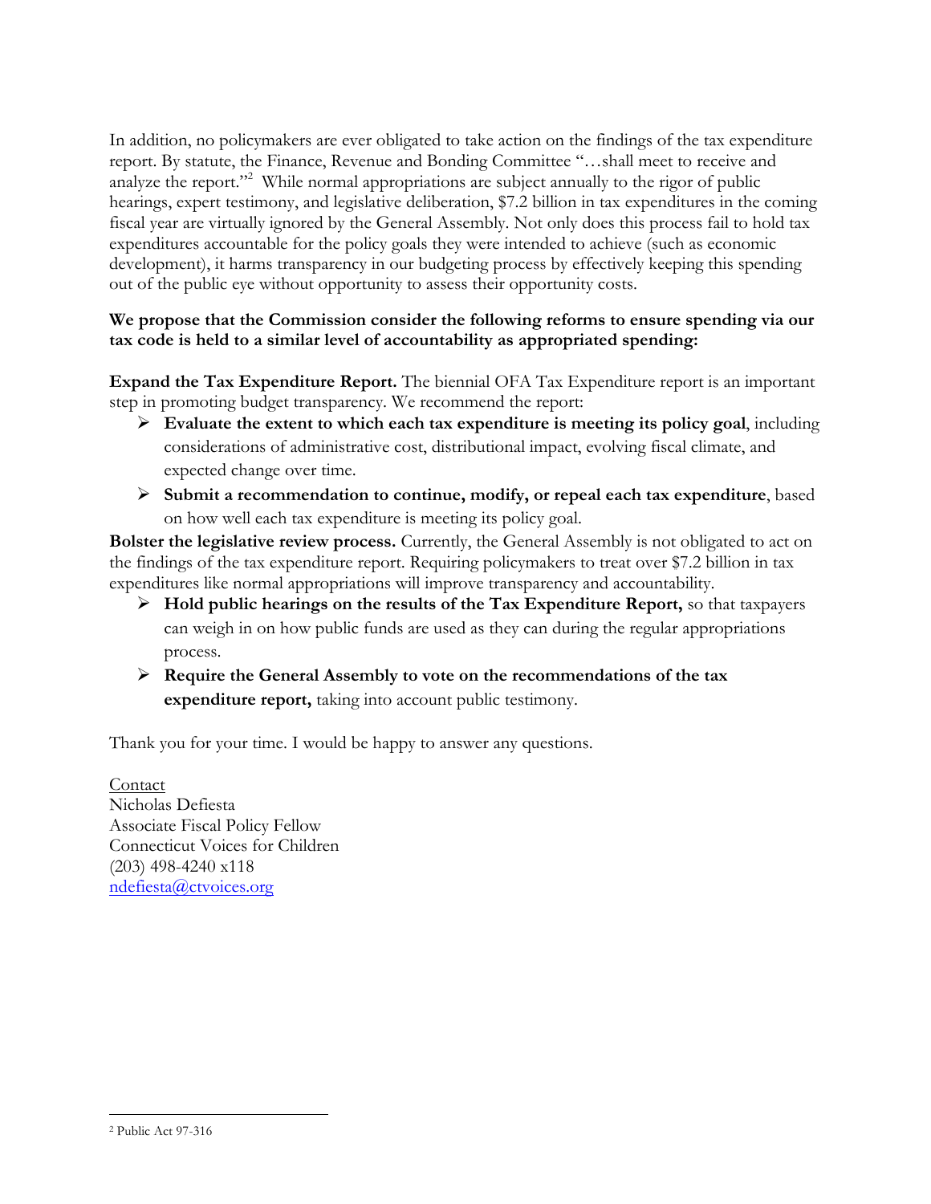In addition, no policymakers are ever obligated to take action on the findings of the tax expenditure report. By statute, the Finance, Revenue and Bonding Committee "…shall meet to receive and analyze the report."[2] While normal appropriations are subject annually to the rigor of public hearings, expert testimony, and legislative deliberation, $7.2 billion in tax expenditures in the coming fiscal year are virtually ignored by the General Assembly. Not only does this process fail to hold tax expenditures accountable for the policy goals they were intended to achieve (such as economic development), it harms transparency in our budgeting process by effectively keeping this spending out of the public eye without opportunity to assess their opportunity costs.

**We propose that the Commission consider the following reforms to ensure spending via our tax code is held to a similar level of accountability as appropriated spending:**

**Expand the Tax Expenditure Report.** The biennial OFA Tax Expenditure report is an important step in promoting budget transparency. We recommend the report:

- **Evaluate the extent to which each tax expenditure is meeting its policy goal**, including considerations of administrative cost, distributional impact, evolving fiscal climate, and expected change over time.
- **Submit a recommendation to continue, modify, or repeal each tax expenditure**, based on how well each tax expenditure is meeting its policy goal.

**Bolster the legislative review process.** Currently, the General Assembly is not obligated to act on the findings of the tax expenditure report. Requiring policymakers to treat over $7.2 billion in tax expenditures like normal appropriations will improve transparency and accountability.

- **Hold public hearings on the results of the Tax Expenditure Report,** so that taxpayers can weigh in on how public funds are used as they can during the regular appropriations process.
- **Require the General Assembly to vote on the recommendations of the tax expenditure report,** taking into account public testimony.

Thank you for your time. I would be happy to answer any questions.

Contact
Nicholas Defiesta
Associate Fiscal Policy Fellow
Connecticut Voices for Children
(203) 498-4240 x118
ndefiesta@ctvoices.org

---

[2] Public Act 97-316